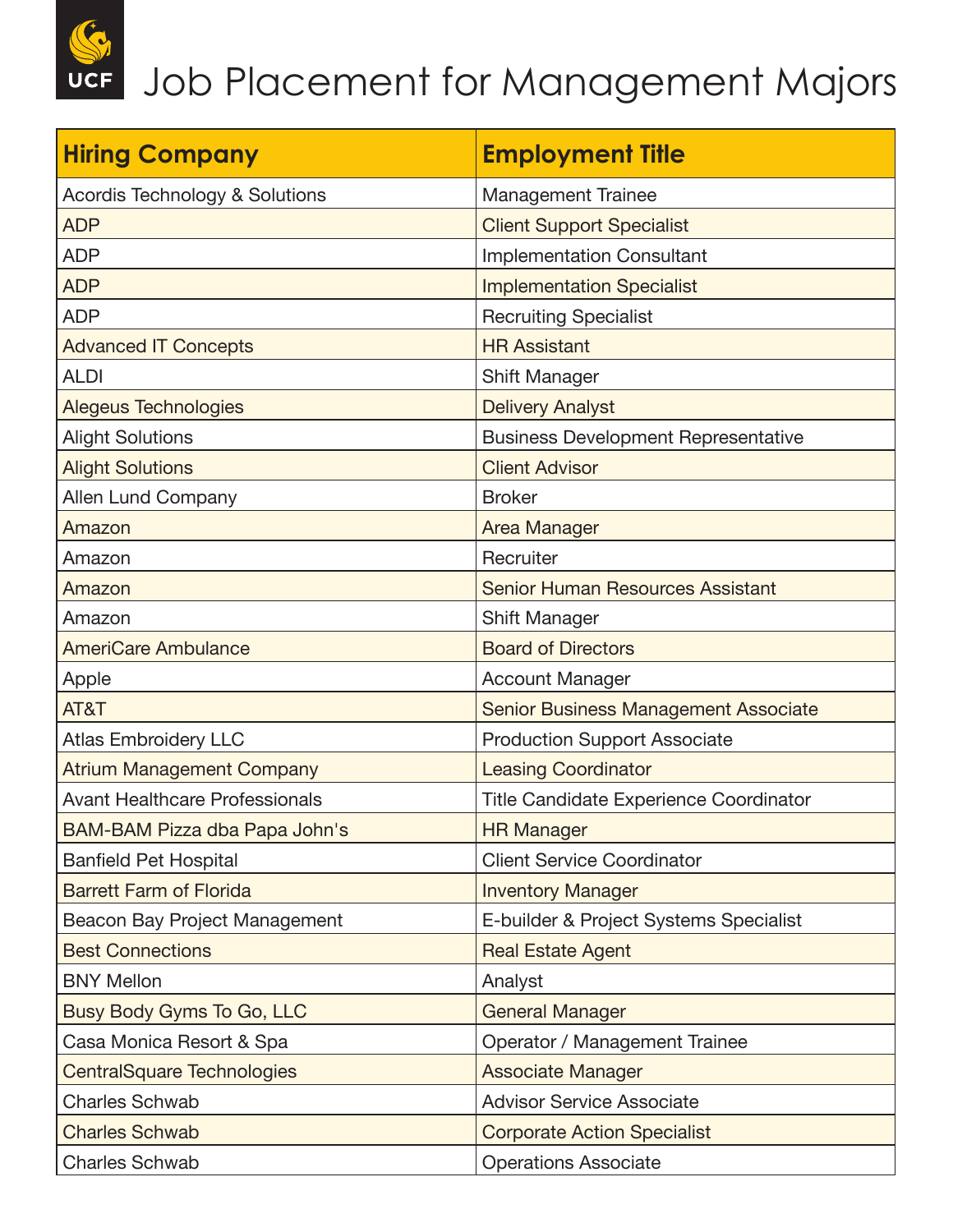# Job Placement for Management Majors

| Hiring Company | Employment Title |
| --- | --- |
| Acordis Technology & Solutions | Management Trainee |
| ADP | Client Support Specialist |
| ADP | Implementation Consultant |
| ADP | Implementation Specialist |
| ADP | Recruiting Specialist |
| Advanced IT Concepts | HR Assistant |
| ALDI | Shift Manager |
| Alegeus Technologies | Delivery Analyst |
| Alight Solutions | Business Development Representative |
| Alight Solutions | Client Advisor |
| Allen Lund Company | Broker |
| Amazon | Area Manager |
| Amazon | Recruiter |
| Amazon | Senior Human Resources Assistant |
| Amazon | Shift Manager |
| AmeriCare Ambulance | Board of Directors |
| Apple | Account Manager |
| AT&T | Senior Business Management Associate |
| Atlas Embroidery LLC | Production Support Associate |
| Atrium Management Company | Leasing Coordinator |
| Avant Healthcare Professionals | Title Candidate Experience Coordinator |
| BAM-BAM Pizza dba Papa John's | HR Manager |
| Banfield Pet Hospital | Client Service Coordinator |
| Barrett Farm of Florida | Inventory Manager |
| Beacon Bay Project Management | E-builder & Project Systems Specialist |
| Best Connections | Real Estate Agent |
| BNY Mellon | Analyst |
| Busy Body Gyms To Go, LLC | General Manager |
| Casa Monica Resort & Spa | Operator / Management Trainee |
| CentralSquare Technologies | Associate Manager |
| Charles Schwab | Advisor Service Associate |
| Charles Schwab | Corporate Action Specialist |
| Charles Schwab | Operations Associate |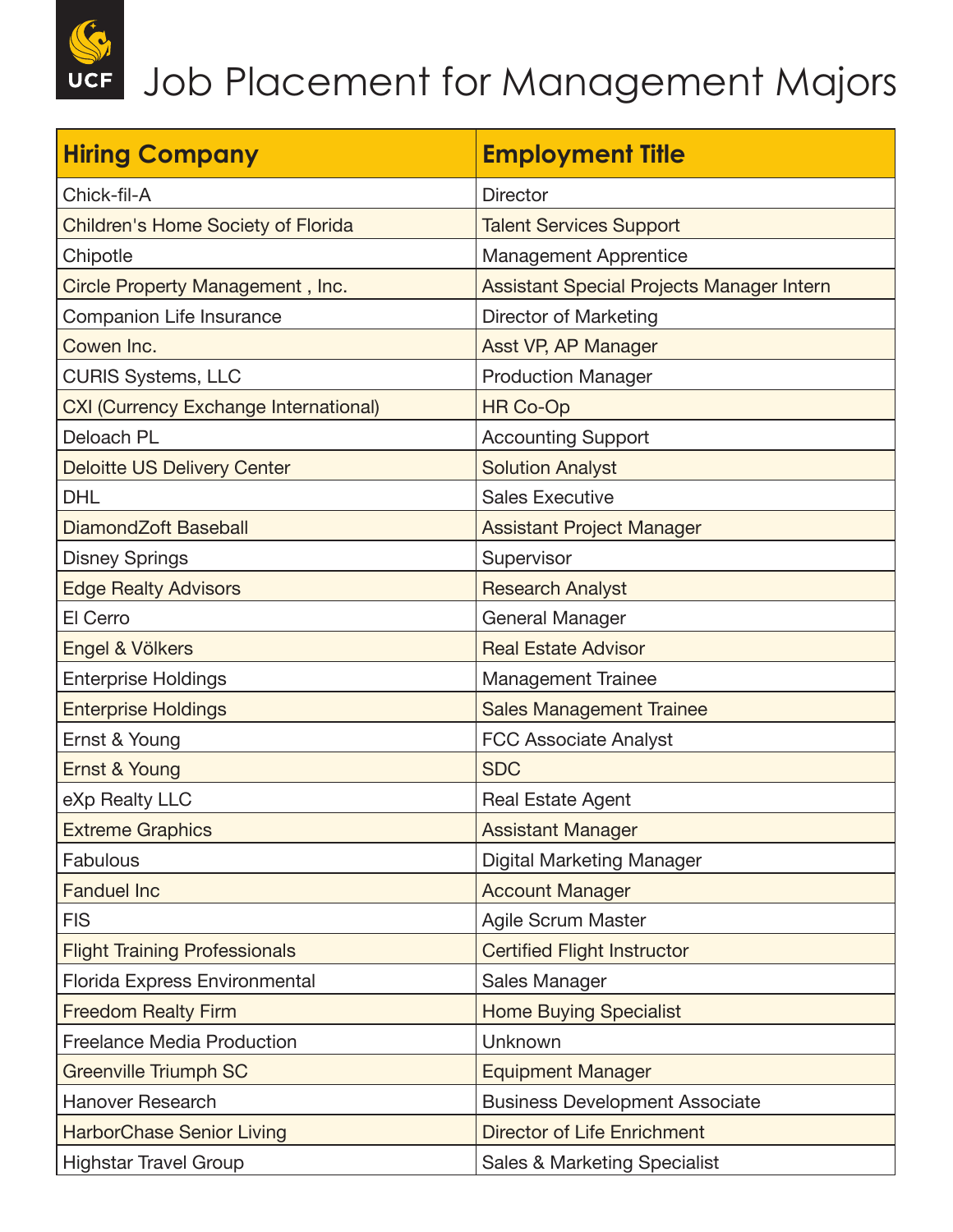# Job Placement for Management Majors

| Hiring Company | Employment Title |
|---|---|
| Chick-fil-A | Director |
| Children's Home Society of Florida | Talent Services Support |
| Chipotle | Management Apprentice |
| Circle Property Management , Inc. | Assistant Special Projects Manager Intern |
| Companion Life Insurance | Director of Marketing |
| Cowen Inc. | Asst VP, AP Manager |
| CURIS Systems, LLC | Production Manager |
| CXI (Currency Exchange International) | HR Co-Op |
| Deloach PL | Accounting Support |
| Deloitte US Delivery Center | Solution Analyst |
| DHL | Sales Executive |
| DiamondZoft Baseball | Assistant Project Manager |
| Disney Springs | Supervisor |
| Edge Realty Advisors | Research Analyst |
| El Cerro | General Manager |
| Engel & Völkers | Real Estate Advisor |
| Enterprise Holdings | Management Trainee |
| Enterprise Holdings | Sales Management Trainee |
| Ernst & Young | FCC Associate Analyst |
| Ernst & Young | SDC |
| eXp Realty LLC | Real Estate Agent |
| Extreme Graphics | Assistant Manager |
| Fabulous | Digital Marketing Manager |
| Fanduel Inc | Account Manager |
| FIS | Agile Scrum Master |
| Flight Training Professionals | Certified Flight Instructor |
| Florida Express Environmental | Sales Manager |
| Freedom Realty Firm | Home Buying Specialist |
| Freelance Media Production | Unknown |
| Greenville Triumph SC | Equipment Manager |
| Hanover Research | Business Development Associate |
| HarborChase Senior Living | Director of Life Enrichment |
| Highstar Travel Group | Sales & Marketing Specialist |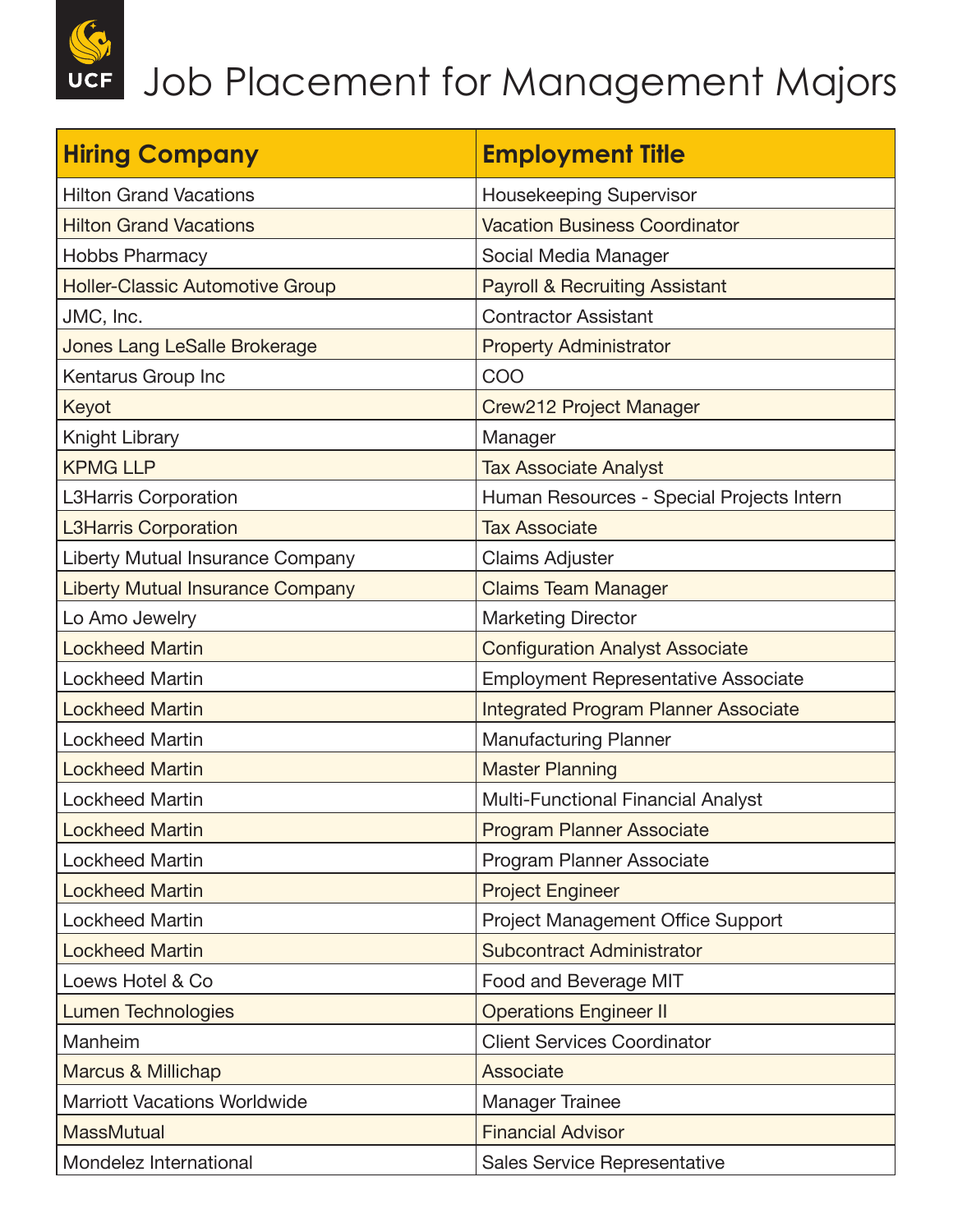# Job Placement for Management Majors

| Hiring Company | Employment Title |
| --- | --- |
| Hilton Grand Vacations | Housekeeping Supervisor |
| Hilton Grand Vacations | Vacation Business Coordinator |
| Hobbs Pharmacy | Social Media Manager |
| Holler-Classic Automotive Group | Payroll & Recruiting Assistant |
| JMC, Inc. | Contractor Assistant |
| Jones Lang LeSalle Brokerage | Property Administrator |
| Kentarus Group Inc | COO |
| Keyot | Crew212 Project Manager |
| Knight Library | Manager |
| KPMG LLP | Tax Associate Analyst |
| L3Harris Corporation | Human Resources - Special Projects Intern |
| L3Harris Corporation | Tax Associate |
| Liberty Mutual Insurance Company | Claims Adjuster |
| Liberty Mutual Insurance Company | Claims Team Manager |
| Lo Amo Jewelry | Marketing Director |
| Lockheed Martin | Configuration Analyst Associate |
| Lockheed Martin | Employment Representative Associate |
| Lockheed Martin | Integrated Program Planner Associate |
| Lockheed Martin | Manufacturing Planner |
| Lockheed Martin | Master Planning |
| Lockheed Martin | Multi-Functional Financial Analyst |
| Lockheed Martin | Program Planner Associate |
| Lockheed Martin | Program Planner Associate |
| Lockheed Martin | Project Engineer |
| Lockheed Martin | Project Management Office Support |
| Lockheed Martin | Subcontract Administrator |
| Loews Hotel & Co | Food and Beverage MIT |
| Lumen Technologies | Operations Engineer II |
| Manheim | Client Services Coordinator |
| Marcus & Millichap | Associate |
| Marriott Vacations Worldwide | Manager Trainee |
| MassMutual | Financial Advisor |
| Mondelez International | Sales Service Representative |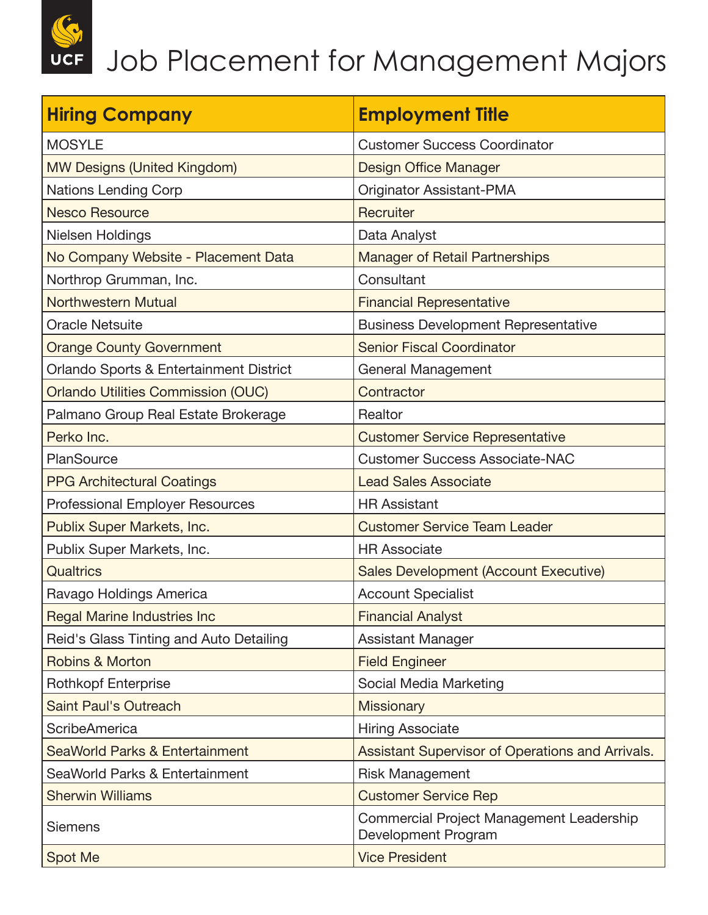# Job Placement for Management Majors

| Hiring Company | Employment Title |
|---|---|
| MOSYLE | Customer Success Coordinator |
| MW Designs (United Kingdom) | Design Office Manager |
| Nations Lending Corp | Originator Assistant-PMA |
| Nesco Resource | Recruiter |
| Nielsen Holdings | Data Analyst |
| No Company Website - Placement Data | Manager of Retail Partnerships |
| Northrop Grumman, Inc. | Consultant |
| Northwestern Mutual | Financial Representative |
| Oracle Netsuite | Business Development Representative |
| Orange County Government | Senior Fiscal Coordinator |
| Orlando Sports & Entertainment District | General Management |
| Orlando Utilities Commission (OUC) | Contractor |
| Palmano Group Real Estate Brokerage | Realtor |
| Perko Inc. | Customer Service Representative |
| PlanSource | Customer Success Associate-NAC |
| PPG Architectural Coatings | Lead Sales Associate |
| Professional Employer Resources | HR Assistant |
| Publix Super Markets, Inc. | Customer Service Team Leader |
| Publix Super Markets, Inc. | HR Associate |
| Qualtrics | Sales Development (Account Executive) |
| Ravago Holdings America | Account Specialist |
| Regal Marine Industries Inc | Financial Analyst |
| Reid's Glass Tinting and Auto Detailing | Assistant Manager |
| Robins & Morton | Field Engineer |
| Rothkopf Enterprise | Social Media Marketing |
| Saint Paul's Outreach | Missionary |
| ScribeAmerica | Hiring Associate |
| SeaWorld Parks & Entertainment | Assistant Supervisor of Operations and Arrivals. |
| SeaWorld Parks & Entertainment | Risk Management |
| Sherwin Williams | Customer Service Rep |
| Siemens | Commercial Project Management Leadership Development Program |
| Spot Me | Vice President |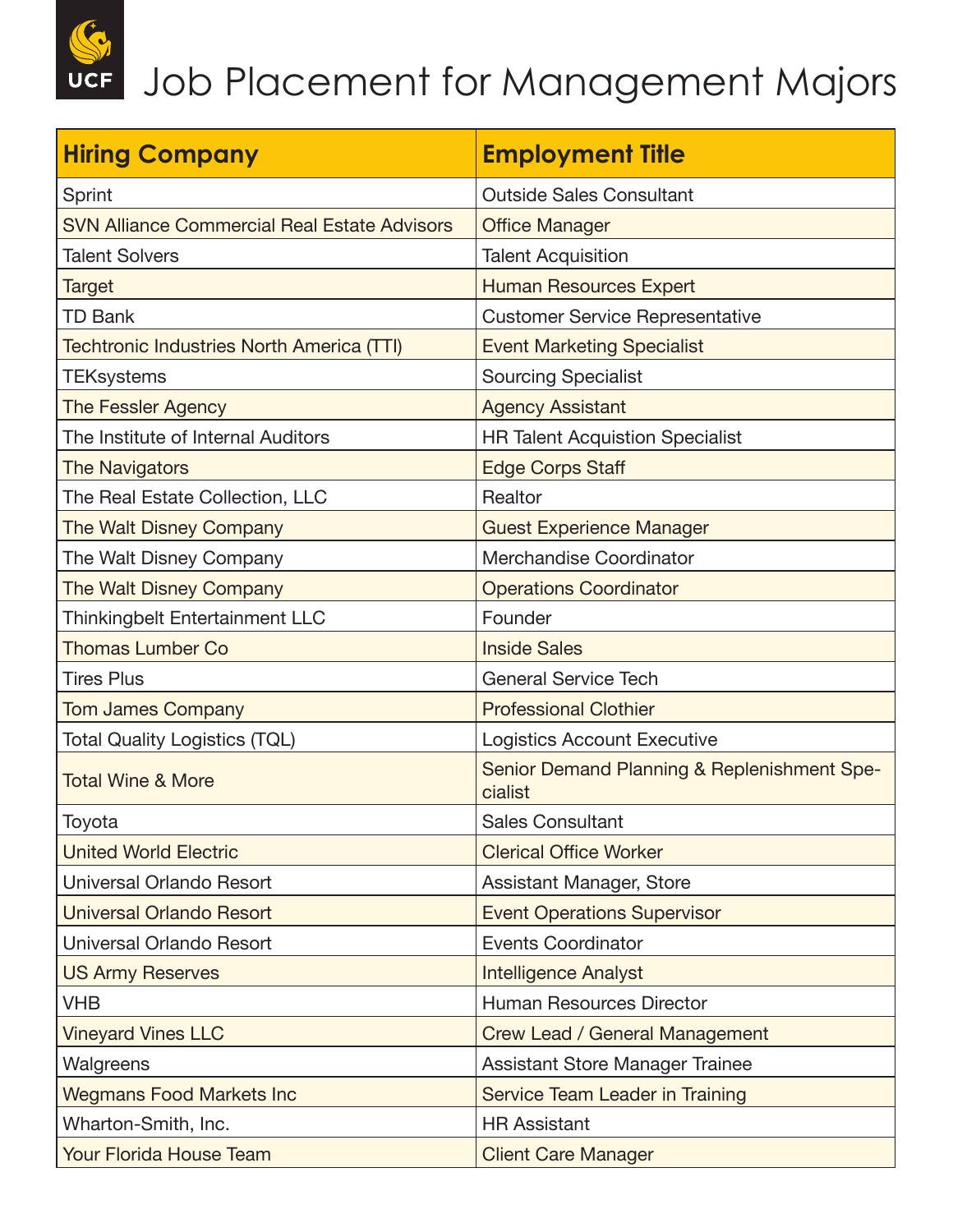# Job Placement for Management Majors

| Hiring Company | Employment Title |
|---|---|
| Sprint | Outside Sales Consultant |
| SVN Alliance Commercial Real Estate Advisors | Office Manager |
| Talent Solvers | Talent Acquisition |
| Target | Human Resources Expert |
| TD Bank | Customer Service Representative |
| Techtronic Industries North America (TTI) | Event Marketing Specialist |
| TEKsystems | Sourcing Specialist |
| The Fessler Agency | Agency Assistant |
| The Institute of Internal Auditors | HR Talent Acquistion Specialist |
| The Navigators | Edge Corps Staff |
| The Real Estate Collection, LLC | Realtor |
| The Walt Disney Company | Guest Experience Manager |
| The Walt Disney Company | Merchandise Coordinator |
| The Walt Disney Company | Operations Coordinator |
| Thinkingbelt Entertainment LLC | Founder |
| Thomas Lumber Co | Inside Sales |
| Tires Plus | General Service Tech |
| Tom James Company | Professional Clothier |
| Total Quality Logistics (TQL) | Logistics Account Executive |
| Total Wine & More | Senior Demand Planning & Replenishment Specialist |
| Toyota | Sales Consultant |
| United World Electric | Clerical Office Worker |
| Universal Orlando Resort | Assistant Manager, Store |
| Universal Orlando Resort | Event Operations Supervisor |
| Universal Orlando Resort | Events Coordinator |
| US Army Reserves | Intelligence Analyst |
| VHB | Human Resources Director |
| Vineyard Vines LLC | Crew Lead / General Management |
| Walgreens | Assistant Store Manager Trainee |
| Wegmans Food Markets Inc | Service Team Leader in Training |
| Wharton-Smith, Inc. | HR Assistant |
| Your Florida House Team | Client Care Manager |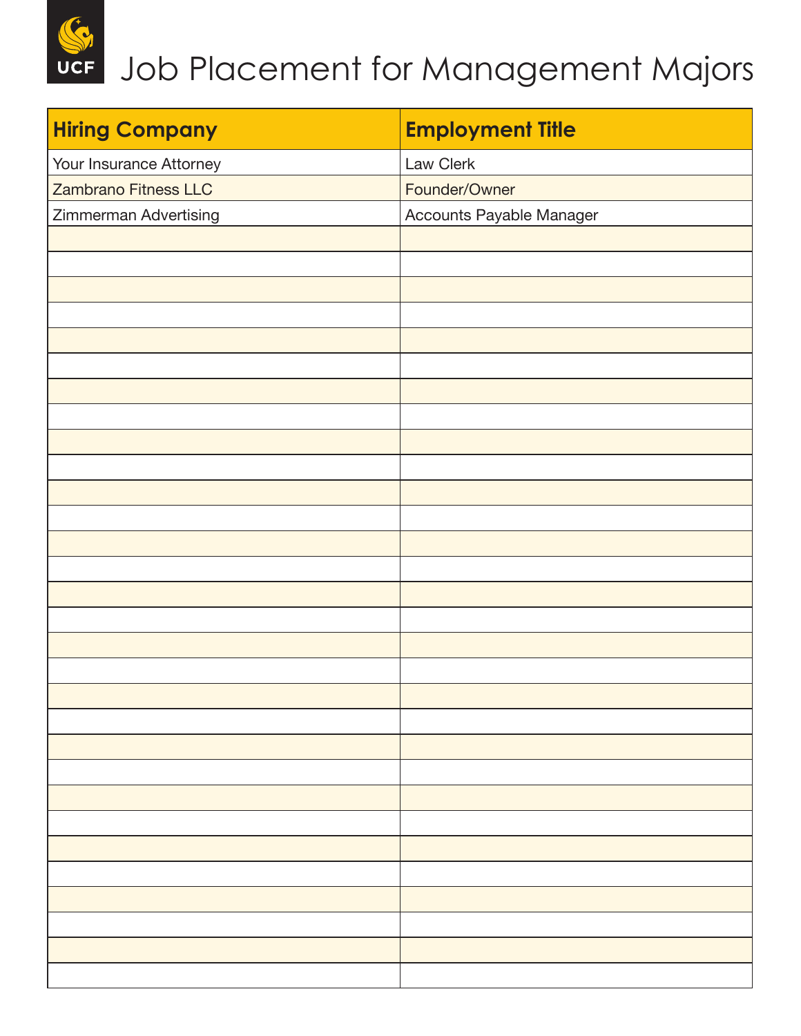# Job Placement for Management Majors

| Hiring Company | Employment Title |
| --- | --- |
| Your Insurance Attorney | Law Clerk |
| Zambrano Fitness LLC | Founder/Owner |
| Zimmerman Advertising | Accounts Payable Manager |